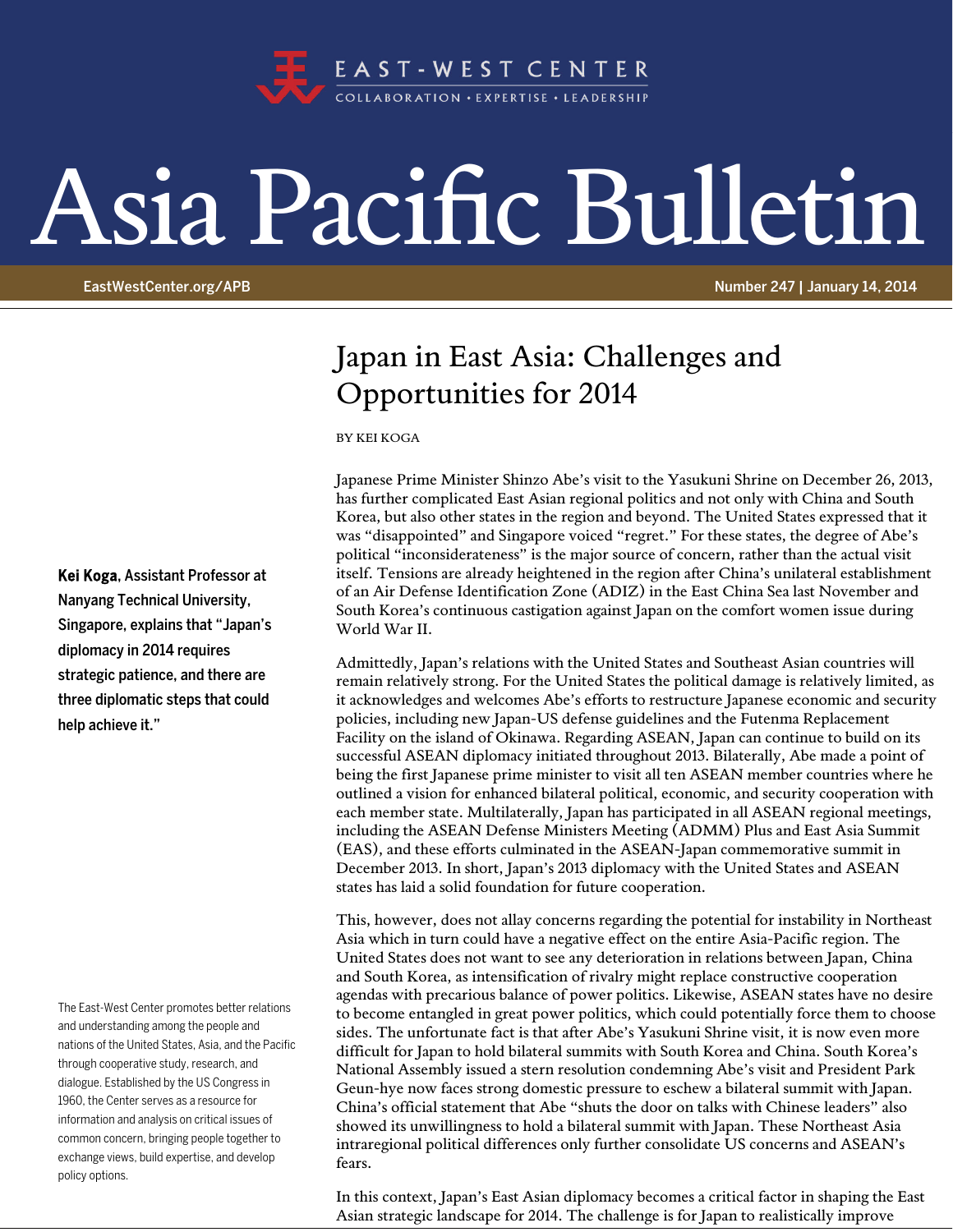# Asia Pacific Bulletin

EAST-WEST CENTER
COLLABORATION • EXPERTISE • LEADERSHIP

EastWestCenter.org/APB

Number 247 | January 14, 2014

## Japan in East Asia: Challenges and Opportunities for 2014

BY KEI KOGA

**Kei Koga**, **Assistant Professor at Nanyang Technical University, Singapore, explains that "Japan's diplomacy in 2014 requires strategic patience, and there are three diplomatic steps that could help achieve it."**

Japanese Prime Minister Shinzo Abe's visit to the Yasukuni Shrine on December 26, 2013, has further complicated East Asian regional politics and not only with China and South Korea, but also other states in the region and beyond. The United States expressed that it was "disappointed" and Singapore voiced "regret." For these states, the degree of Abe's political "inconsiderateness" is the major source of concern, rather than the actual visit itself. Tensions are already heightened in the region after China's unilateral establishment of an Air Defense Identification Zone (ADIZ) in the East China Sea last November and South Korea's continuous castigation against Japan on the comfort women issue during World War II.

Admittedly, Japan's relations with the United States and Southeast Asian countries will remain relatively strong. For the United States the political damage is relatively limited, as it acknowledges and welcomes Abe's efforts to restructure Japanese economic and security policies, including new Japan-US defense guidelines and the Futenma Replacement Facility on the island of Okinawa. Regarding ASEAN, Japan can continue to build on its successful ASEAN diplomacy initiated throughout 2013. Bilaterally, Abe made a point of being the first Japanese prime minister to visit all ten ASEAN member countries where he outlined a vision for enhanced bilateral political, economic, and security cooperation with each member state. Multilaterally, Japan has participated in all ASEAN regional meetings, including the ASEAN Defense Ministers Meeting (ADMM) Plus and East Asia Summit (EAS), and these efforts culminated in the ASEAN-Japan commemorative summit in December 2013. In short, Japan's 2013 diplomacy with the United States and ASEAN states has laid a solid foundation for future cooperation.

This, however, does not allay concerns regarding the potential for instability in Northeast Asia which in turn could have a negative effect on the entire Asia-Pacific region. The United States does not want to see any deterioration in relations between Japan, China and South Korea, as intensification of rivalry might replace constructive cooperation agendas with precarious balance of power politics. Likewise, ASEAN states have no desire to become entangled in great power politics, which could potentially force them to choose sides. The unfortunate fact is that after Abe's Yasukuni Shrine visit, it is now even more difficult for Japan to hold bilateral summits with South Korea and China. South Korea's National Assembly issued a stern resolution condemning Abe's visit and President Park Geun-hye now faces strong domestic pressure to eschew a bilateral summit with Japan. China's official statement that Abe "shuts the door on talks with Chinese leaders" also showed its unwillingness to hold a bilateral summit with Japan. These Northeast Asia intraregional political differences only further consolidate US concerns and ASEAN's fears.

In this context, Japan's East Asian diplomacy becomes a critical factor in shaping the East Asian strategic landscape for 2014. The challenge is for Japan to realistically improve

The East-West Center promotes better relations and understanding among the people and nations of the United States, Asia, and the Pacific through cooperative study, research, and dialogue. Established by the US Congress in 1960, the Center serves as a resource for information and analysis on critical issues of common concern, bringing people together to exchange views, build expertise, and develop policy options.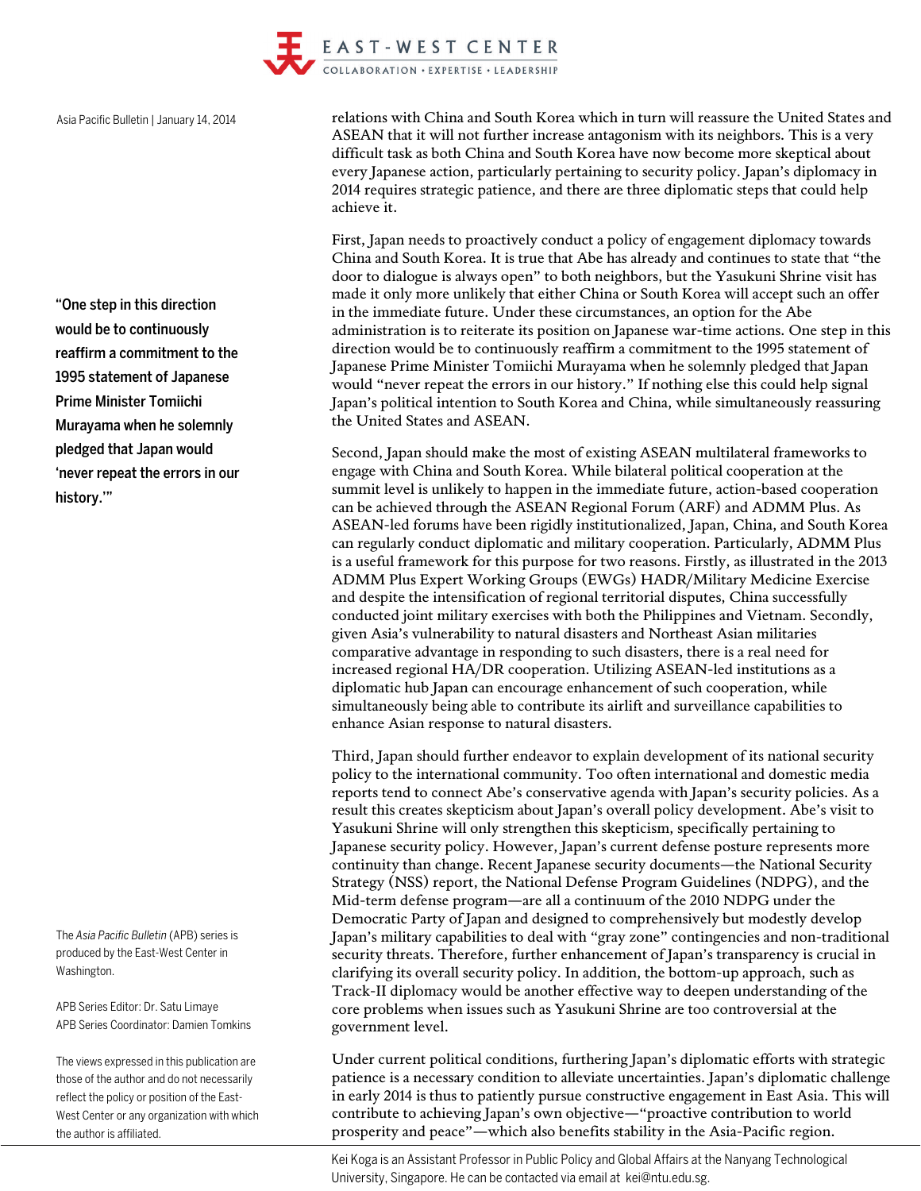relations with China and South Korea which in turn will reassure the United States and ASEAN that it will not further increase antagonism with its neighbors. This is a very difficult task as both China and South Korea have now become more skeptical about every Japanese action, particularly pertaining to security policy. Japan's diplomacy in 2014 requires strategic patience, and there are three diplomatic steps that could help achieve it.

First, Japan needs to proactively conduct a policy of engagement diplomacy towards China and South Korea. It is true that Abe has already and continues to state that "the door to dialogue is always open" to both neighbors, but the Yasukuni Shrine visit has made it only more unlikely that either China or South Korea will accept such an offer in the immediate future. Under these circumstances, an option for the Abe administration is to reiterate its position on Japanese war-time actions. One step in this direction would be to continuously reaffirm a commitment to the 1995 statement of Japanese Prime Minister Tomiichi Murayama when he solemnly pledged that Japan would "never repeat the errors in our history." If nothing else this could help signal Japan's political intention to South Korea and China, while simultaneously reassuring the United States and ASEAN.

**"One step in this direction would be to continuously reaffirm a commitment to the 1995 statement of Japanese Prime Minister Tomiichi Murayama when he solemnly pledged that Japan would 'never repeat the errors in our history.'"**

Second, Japan should make the most of existing ASEAN multilateral frameworks to engage with China and South Korea. While bilateral political cooperation at the summit level is unlikely to happen in the immediate future, action-based cooperation can be achieved through the ASEAN Regional Forum (ARF) and ADMM Plus. As ASEAN-led forums have been rigidly institutionalized, Japan, China, and South Korea can regularly conduct diplomatic and military cooperation. Particularly, ADMM Plus is a useful framework for this purpose for two reasons. Firstly, as illustrated in the 2013 ADMM Plus Expert Working Groups (EWGs) HADR/Military Medicine Exercise and despite the intensification of regional territorial disputes, China successfully conducted joint military exercises with both the Philippines and Vietnam. Secondly, given Asia's vulnerability to natural disasters and Northeast Asian militaries comparative advantage in responding to such disasters, there is a real need for increased regional HA/DR cooperation. Utilizing ASEAN-led institutions as a diplomatic hub Japan can encourage enhancement of such cooperation, while simultaneously being able to contribute its airlift and surveillance capabilities to enhance Asian response to natural disasters.

Third, Japan should further endeavor to explain development of its national security policy to the international community. Too often international and domestic media reports tend to connect Abe's conservative agenda with Japan's security policies. As a result this creates skepticism about Japan's overall policy development. Abe's visit to Yasukuni Shrine will only strengthen this skepticism, specifically pertaining to Japanese security policy. However, Japan's current defense posture represents more continuity than change. Recent Japanese security documents—the National Security Strategy (NSS) report, the National Defense Program Guidelines (NDPG), and the Mid-term defense program—are all a continuum of the 2010 NDPG under the Democratic Party of Japan and designed to comprehensively but modestly develop Japan's military capabilities to deal with "gray zone" contingencies and non-traditional security threats. Therefore, further enhancement of Japan's transparency is crucial in clarifying its overall security policy. In addition, the bottom-up approach, such as Track-II diplomacy would be another effective way to deepen understanding of the core problems when issues such as Yasukuni Shrine are too controversial at the government level.

Under current political conditions, furthering Japan's diplomatic efforts with strategic patience is a necessary condition to alleviate uncertainties. Japan's diplomatic challenge in early 2014 is thus to patiently pursue constructive engagement in East Asia. This will contribute to achieving Japan's own objective—"proactive contribution to world prosperity and peace"—which also benefits stability in the Asia-Pacific region.

Kei Koga is an Assistant Professor in Public Policy and Global Affairs at the Nanyang Technological University, Singapore. He can be contacted via email at kei@ntu.edu.sg.

The *Asia Pacific Bulletin* (APB) series is produced by the East-West Center in Washington.

APB Series Editor: Dr. Satu Limaye
APB Series Coordinator: Damien Tomkins

The views expressed in this publication are those of the author and do not necessarily reflect the policy or position of the East-West Center or any organization with which the author is affiliated.